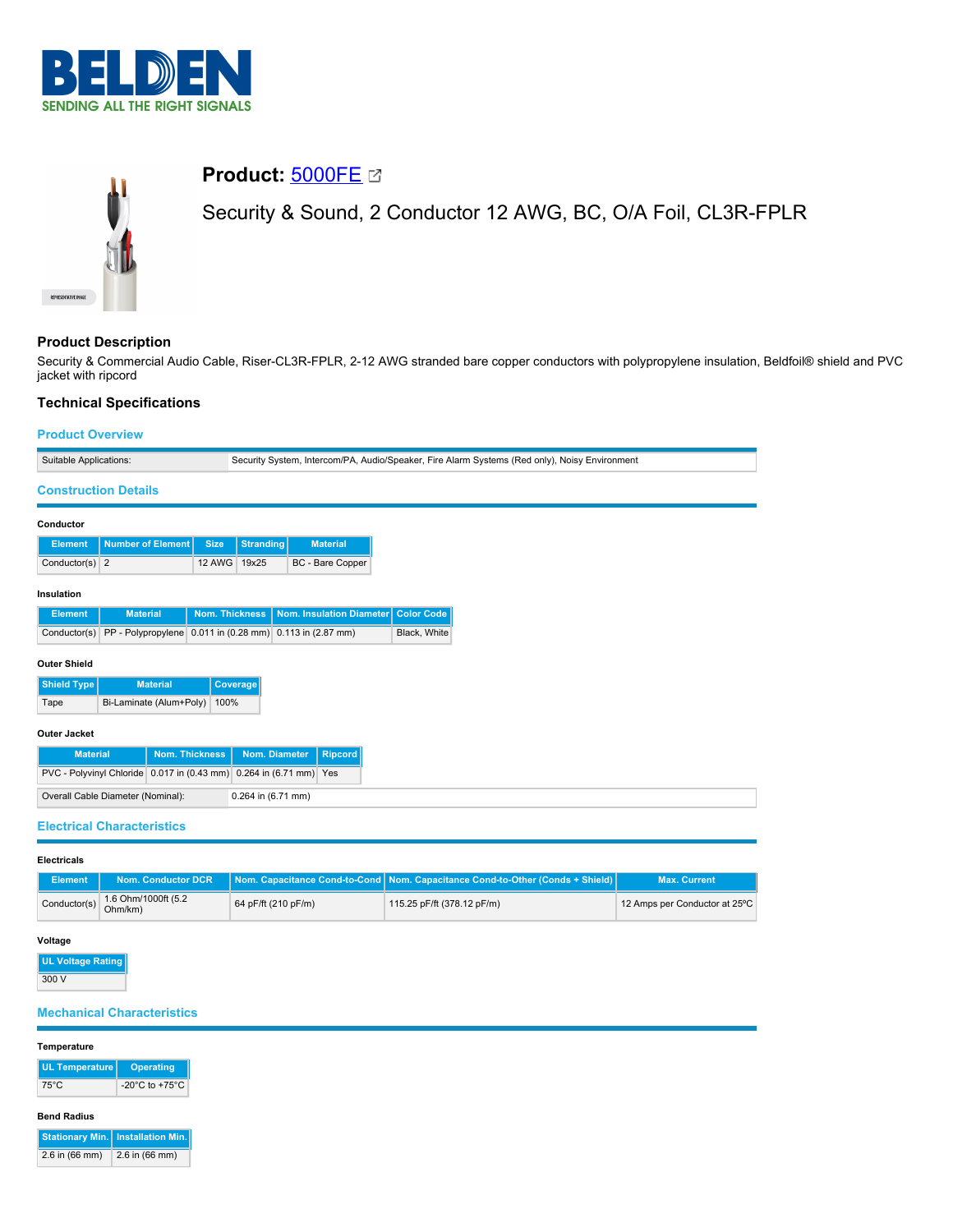# BELDEN

SENDING ALL THE RIGHT SIGNALS

## Product: 5000FE

Security & Sound, 2 Conductor 12 AWG, BC, O/A Foil, CL3R-FPLR

### Product Description

Security & Commercial Audio Cable, Riser-CL3R-FPLR, 2-12 AWG stranded bare copper conductors with polypropylene insulation, Beldfoil® shield and PVC jacket with ripcord

### Technical Specifications

#### Product Overview

| | |
|---|---|
| Suitable Applications: | Security System, Intercom/PA, Audio/Speaker, Fire Alarm Systems (Red only), Noisy Environment |

#### Construction Details

**Conductor**

| Element | Number of Element | Size | Stranding | Material |
|---|---|---|---|---|
| Conductor(s) | 2 | 12 AWG | 19x25 | BC - Bare Copper |

**Insulation**

| Element | Material | Nom. Thickness | Nom. Insulation Diameter | Color Code |
|---|---|---|---|---|
| Conductor(s) | PP - Polypropylene | 0.011 in (0.28 mm) | 0.113 in (2.87 mm) | Black, White |

**Outer Shield**

| Shield Type | Material | Coverage |
|---|---|---|
| Tape | Bi-Laminate (Alum+Poly) | 100% |

**Outer Jacket**

| Material | Nom. Thickness | Nom. Diameter | Ripcord |
|---|---|---|---|
| PVC - Polyvinyl Chloride | 0.017 in (0.43 mm) | 0.264 in (6.71 mm) | Yes |

| | |
|---|---|
| Overall Cable Diameter (Nominal): | 0.264 in (6.71 mm) |

#### Electrical Characteristics

**Electricals**

| Element | Nom. Conductor DCR | Nom. Capacitance Cond-to-Cond | Nom. Capacitance Cond-to-Other (Conds + Shield) | Max. Current |
|---|---|---|---|---|
| Conductor(s) | 1.6 Ohm/1000ft (5.2 Ohm/km) | 64 pF/ft (210 pF/m) | 115.25 pF/ft (378.12 pF/m) | 12 Amps per Conductor at 25ºC |

**Voltage**

| UL Voltage Rating |
|---|
| 300 V |

#### Mechanical Characteristics

**Temperature**

| UL Temperature | Operating |
|---|---|
| 75°C | -20°C to +75°C |

**Bend Radius**

| Stationary Min. | Installation Min. |
|---|---|
| 2.6 in (66 mm) | 2.6 in (66 mm) |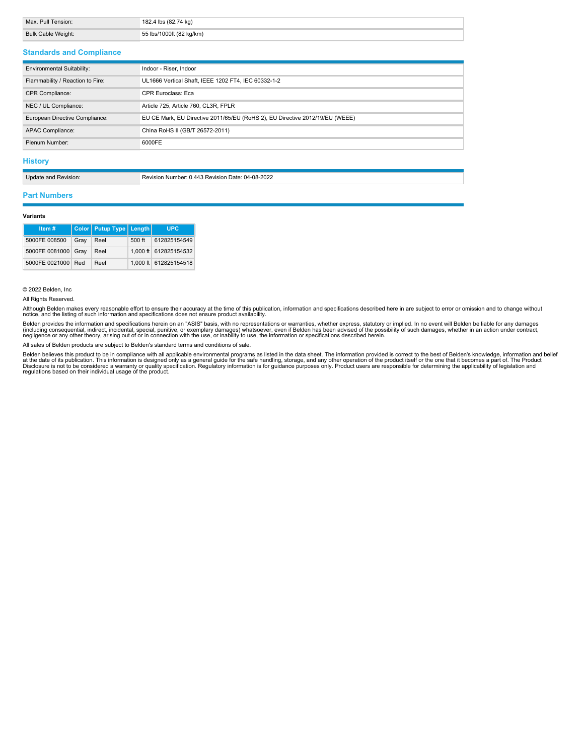| | |
|---|---|
| Max. Pull Tension: | 182.4 lbs (82.74 kg) |
| Bulk Cable Weight: | 55 lbs/1000ft (82 kg/km) |

## Standards and Compliance

| | |
|---|---|
| Environmental Suitability: | Indoor - Riser, Indoor |
| Flammability / Reaction to Fire: | UL1666 Vertical Shaft, IEEE 1202 FT4, IEC 60332-1-2 |
| CPR Compliance: | CPR Euroclass: Eca |
| NEC / UL Compliance: | Article 725, Article 760, CL3R, FPLR |
| European Directive Compliance: | EU CE Mark, EU Directive 2011/65/EU (RoHS 2), EU Directive 2012/19/EU (WEEE) |
| APAC Compliance: | China RoHS II (GB/T 26572-2011) |
| Plenum Number: | 6000FE |

## History

| | |
|---|---|
| Update and Revision: | Revision Number: 0.443 Revision Date: 04-08-2022 |

## Part Numbers

**Variants**

| Item # | Color | Putup Type | Length | UPC |
|---|---|---|---|---|
| 5000FE 008500 | Gray | Reel | 500 ft | 612825154549 |
| 5000FE 0081000 | Gray | Reel | 1,000 ft | 612825154532 |
| 5000FE 0021000 | Red | Reel | 1,000 ft | 612825154518 |

© 2022 Belden, Inc

All Rights Reserved.

Although Belden makes every reasonable effort to ensure their accuracy at the time of this publication, information and specifications described here in are subject to error or omission and to change without notice, and the listing of such information and specifications does not ensure product availability.

Belden provides the information and specifications herein on an "ASIS" basis, with no representations or warranties, whether express, statutory or implied. In no event will Belden be liable for any damages (including consequential, indirect, incidental, special, punitive, or exemplary damages) whatsoever, even if Belden has been advised of the possibility of such damages, whether in an action under contract, negligence or any other theory, arising out of or in connection with the use, or inability to use, the information or specifications described herein.

All sales of Belden products are subject to Belden's standard terms and conditions of sale.

Belden believes this product to be in compliance with all applicable environmental programs as listed in the data sheet. The information provided is correct to the best of Belden's knowledge, information and belief at the date of its publication. This information is designed only as a general guide for the safe handling, storage, and any other operation of the product itself or the one that it becomes a part of. The Product Disclosure is not to be considered a warranty or quality specification. Regulatory information is for guidance purposes only. Product users are responsible for determining the applicability of legislation and regulations based on their individual usage of the product.